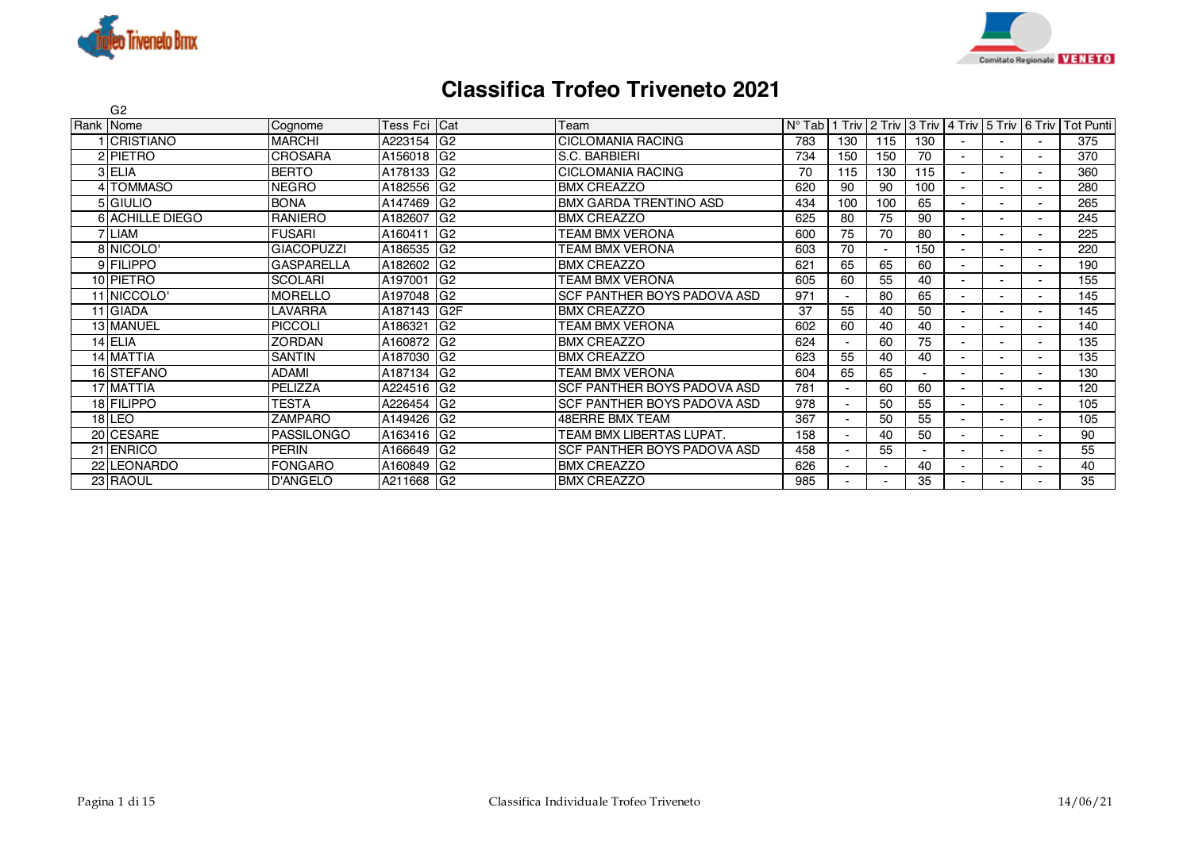# Classifica Trofeo Triveneto 2021

G2

| Rank | Nome | Cognome | Tess Fci | Cat | Team | N° Tab | 1 Triv | 2 Triv | 3 Triv | 4 Triv | 5 Triv | 6 Triv | Tot Punti |
|---|---|---|---|---|---|---|---|---|---|---|---|---|---|
| 1 | CRISTIANO | MARCHI | A223154 | G2 | CICLOMANIA RACING | 783 | 130 | 115 | 130 | - | - | - | 375 |
| 2 | PIETRO | CROSARA | A156018 | G2 | S.C. BARBIERI | 734 | 150 | 150 | 70 | - | - | - | 370 |
| 3 | ELIA | BERTO | A178133 | G2 | CICLOMANIA RACING | 70 | 115 | 130 | 115 | - | - | - | 360 |
| 4 | TOMMASO | NEGRO | A182556 | G2 | BMX CREAZZO | 620 | 90 | 90 | 100 | - | - | - | 280 |
| 5 | GIULIO | BONA | A147469 | G2 | BMX GARDA TRENTINO ASD | 434 | 100 | 100 | 65 | - | - | - | 265 |
| 6 | ACHILLE DIEGO | RANIERO | A182607 | G2 | BMX CREAZZO | 625 | 80 | 75 | 90 | - | - | - | 245 |
| 7 | LIAM | FUSARI | A160411 | G2 | TEAM BMX VERONA | 600 | 75 | 70 | 80 | - | - | - | 225 |
| 8 | NICOLO' | GIACOPUZZI | A186535 | G2 | TEAM BMX VERONA | 603 | 70 | - | 150 | - | - | - | 220 |
| 9 | FILIPPO | GASPARELLA | A182602 | G2 | BMX CREAZZO | 621 | 65 | 65 | 60 | - | - | - | 190 |
| 10 | PIETRO | SCOLARI | A197001 | G2 | TEAM BMX VERONA | 605 | 60 | 55 | 40 | - | - | - | 155 |
| 11 | NICCOLO' | MORELLO | A197048 | G2 | SCF PANTHER BOYS PADOVA ASD | 971 | - | 80 | 65 | - | - | - | 145 |
| 11 | GIADA | LAVARRA | A187143 | G2F | BMX CREAZZO | 37 | 55 | 40 | 50 | - | - | - | 145 |
| 13 | MANUEL | PICCOLI | A186321 | G2 | TEAM BMX VERONA | 602 | 60 | 40 | 40 | - | - | - | 140 |
| 14 | ELIA | ZORDAN | A160872 | G2 | BMX CREAZZO | 624 | - | 60 | 75 | - | - | - | 135 |
| 14 | MATTIA | SANTIN | A187030 | G2 | BMX CREAZZO | 623 | 55 | 40 | 40 | - | - | - | 135 |
| 16 | STEFANO | ADAMI | A187134 | G2 | TEAM BMX VERONA | 604 | 65 | 65 | - | - | - | - | 130 |
| 17 | MATTIA | PELIZZA | A224516 | G2 | SCF PANTHER BOYS PADOVA ASD | 781 | - | 60 | 60 | - | - | - | 120 |
| 18 | FILIPPO | TESTA | A226454 | G2 | SCF PANTHER BOYS PADOVA ASD | 978 | - | 50 | 55 | - | - | - | 105 |
| 18 | LEO | ZAMPARO | A149426 | G2 | 48ERRE BMX TEAM | 367 | - | 50 | 55 | - | - | - | 105 |
| 20 | CESARE | PASSILONGO | A163416 | G2 | TEAM BMX LIBERTAS LUPAT. | 158 | - | 40 | 50 | - | - | - | 90 |
| 21 | ENRICO | PERIN | A166649 | G2 | SCF PANTHER BOYS PADOVA ASD | 458 | - | 55 | - | - | - | - | 55 |
| 22 | LEONARDO | FONGARO | A160849 | G2 | BMX CREAZZO | 626 | - | - | 40 | - | - | - | 40 |
| 23 | RAOUL | D'ANGELO | A211668 | G2 | BMX CREAZZO | 985 | - | - | 35 | - | - | - | 35 |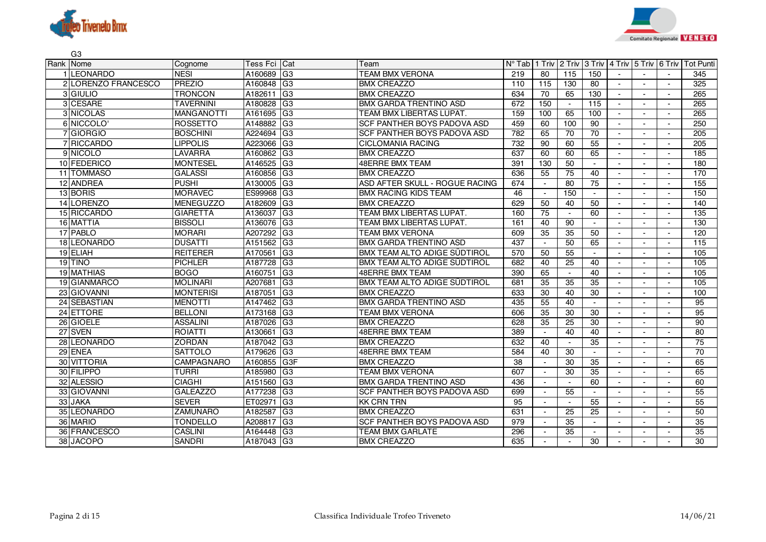G3

| Rank | Nome | Cognome | Tess Fci | Cat | Team | N° Tab | 1 Triv | 2 Triv | 3 Triv | 4 Triv | 5 Triv | 6 Triv | Tot Punti |
|---|---|---|---|---|---|---|---|---|---|---|---|---|---|
| 1 | LEONARDO | NESI | A160689 | G3 | TEAM BMX VERONA | 219 | 80 | 115 | 150 | - | - | - | 345 |
| 2 | LORENZO FRANCESCO | PREZIO | A160848 | G3 | BMX CREAZZO | 110 | 115 | 130 | 80 | - | - | - | 325 |
| 3 | GIULIO | TRONCON | A182611 | G3 | BMX CREAZZO | 634 | 70 | 65 | 130 | - | - | - | 265 |
| 3 | CESARE | TAVERNINI | A180828 | G3 | BMX GARDA TRENTINO ASD | 672 | 150 | - | 115 | - | - | - | 265 |
| 3 | NICOLAS | MANGANOTTI | A161695 | G3 | TEAM BMX LIBERTAS LUPAT. | 159 | 100 | 65 | 100 | - | - | - | 265 |
| 6 | NICCOLO' | ROSSETTO | A148882 | G3 | SCF PANTHER BOYS PADOVA ASD | 459 | 60 | 100 | 90 | - | - | - | 250 |
| 7 | GIORGIO | BOSCHINI | A224694 | G3 | SCF PANTHER BOYS PADOVA ASD | 782 | 65 | 70 | 70 | - | - | - | 205 |
| 7 | RICCARDO | LIPPOLIS | A223066 | G3 | CICLOMANIA RACING | 732 | 90 | 60 | 55 | - | - | - | 205 |
| 9 | NICOLO | LAVARRA | A160862 | G3 | BMX CREAZZO | 637 | 60 | 60 | 65 | - | - | - | 185 |
| 10 | FEDERICO | MONTESEL | A146525 | G3 | 48ERRE BMX TEAM | 391 | 130 | 50 | - | - | - | - | 180 |
| 11 | TOMMASO | GALASSI | A160856 | G3 | BMX CREAZZO | 636 | 55 | 75 | 40 | - | - | - | 170 |
| 12 | ANDREA | PUSHI | A130005 | G3 | ASD AFTER SKULL - ROGUE RACING | 674 | - | 80 | 75 | - | - | - | 155 |
| 13 | BORIS | MORAVEC | ES99968 | G3 | BMX RACING KIDS TEAM | 46 | - | 150 | - | - | - | - | 150 |
| 14 | LORENZO | MENEGUZZO | A182609 | G3 | BMX CREAZZO | 629 | 50 | 40 | 50 | - | - | - | 140 |
| 15 | RICCARDO | GIARETTA | A136037 | G3 | TEAM BMX LIBERTAS LUPAT. | 160 | 75 | - | 60 | - | - | - | 135 |
| 16 | MATTIA | BISSOLI | A136076 | G3 | TEAM BMX LIBERTAS LUPAT. | 161 | 40 | 90 | - | - | - | - | 130 |
| 17 | PABLO | MORARI | A207292 | G3 | TEAM BMX VERONA | 609 | 35 | 35 | 50 | - | - | - | 120 |
| 18 | LEONARDO | DUSATTI | A151562 | G3 | BMX GARDA TRENTINO ASD | 437 | - | 50 | 65 | - | - | - | 115 |
| 19 | ELIAH | REITERER | A170561 | G3 | BMX TEAM ALTO ADIGE SÜDTIROL | 570 | 50 | 55 | - | - | - | - | 105 |
| 19 | TINO | PICHLER | A187728 | G3 | BMX TEAM ALTO ADIGE SÜDTIROL | 682 | 40 | 25 | 40 | - | - | - | 105 |
| 19 | MATHIAS | BOGO | A160751 | G3 | 48ERRE BMX TEAM | 390 | 65 | - | 40 | - | - | - | 105 |
| 19 | GIANMARCO | MOLINARI | A207681 | G3 | BMX TEAM ALTO ADIGE SÜDTIROL | 681 | 35 | 35 | 35 | - | - | - | 105 |
| 23 | GIOVANNI | MONTERISI | A187051 | G3 | BMX CREAZZO | 633 | 30 | 40 | 30 | - | - | - | 100 |
| 24 | SEBASTIAN | MENOTTI | A147462 | G3 | BMX GARDA TRENTINO ASD | 435 | 55 | 40 | - | - | - | - | 95 |
| 24 | ETTORE | BELLONI | A173168 | G3 | TEAM BMX VERONA | 606 | 35 | 30 | 30 | - | - | - | 95 |
| 26 | GIOELE | ASSALINI | A187026 | G3 | BMX CREAZZO | 628 | 35 | 25 | 30 | - | - | - | 90 |
| 27 | SVEN | ROIATTI | A130661 | G3 | 48ERRE BMX TEAM | 389 | - | 40 | 40 | - | - | - | 80 |
| 28 | LEONARDO | ZORDAN | A187042 | G3 | BMX CREAZZO | 632 | 40 | - | 35 | - | - | - | 75 |
| 29 | ENEA | SATTOLO | A179626 | G3 | 48ERRE BMX TEAM | 584 | 40 | 30 | - | - | - | - | 70 |
| 30 | VITTORIA | CAMPAGNARO | A160855 | G3F | BMX CREAZZO | 38 | - | 30 | 35 | - | - | - | 65 |
| 30 | FILIPPO | TURRI | A185980 | G3 | TEAM BMX VERONA | 607 | - | 30 | 35 | - | - | - | 65 |
| 32 | ALESSIO | CIAGHI | A151560 | G3 | BMX GARDA TRENTINO ASD | 436 | - | - | 60 | - | - | - | 60 |
| 33 | GIOVANNI | GALEAZZO | A177238 | G3 | SCF PANTHER BOYS PADOVA ASD | 699 | - | 55 | - | - | - | - | 55 |
| 33 | JAKA | SEVER | ET02971 | G3 | KK CRN TRN | 95 | - | - | 55 | - | - | - | 55 |
| 35 | LEONARDO | ZAMUNARO | A182587 | G3 | BMX CREAZZO | 631 | - | 25 | 25 | - | - | - | 50 |
| 36 | MARIO | TONDELLO | A208817 | G3 | SCF PANTHER BOYS PADOVA ASD | 979 | - | 35 | - | - | - | - | 35 |
| 36 | FRANCESCO | CASLINI | A164448 | G3 | TEAM BMX GARLATE | 296 | - | 35 | - | - | - | - | 35 |
| 38 | JACOPO | SANDRI | A187043 | G3 | BMX CREAZZO | 635 | - | - | 30 | - | - | - | 30 |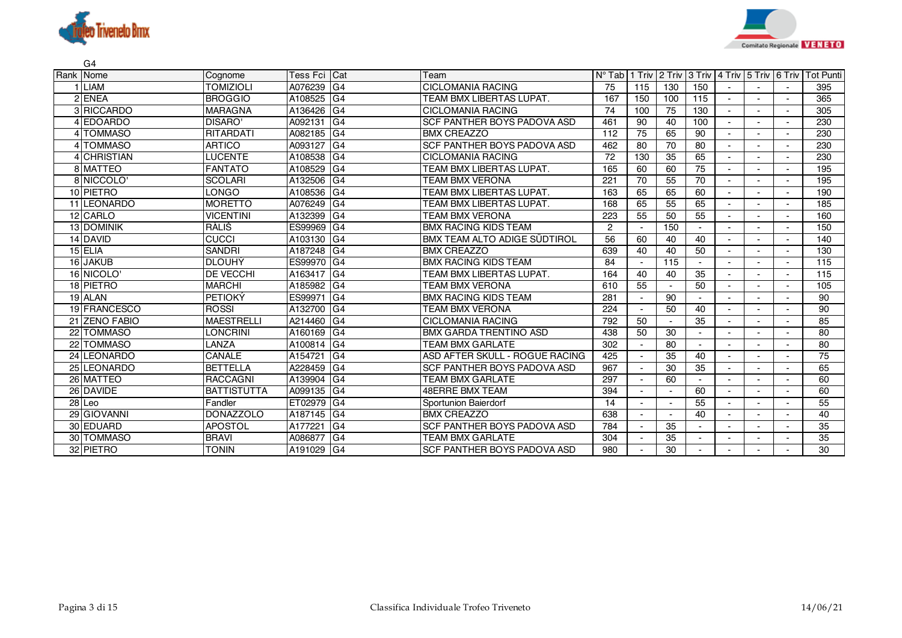G4

| Rank | Nome | Cognome | Tess Fci | Cat | Team | N° Tab | 1 Triv | 2 Triv | 3 Triv | 4 Triv | 5 Triv | 6 Triv | Tot Punti |
|---|---|---|---|---|---|---|---|---|---|---|---|---|---|
| 1 | LIAM | TOMIZIOLI | A076239 | G4 | CICLOMANIA RACING | 75 | 115 | 130 | 150 | - | - | - | 395 |
| 2 | ENEA | BROGGIO | A108525 | G4 | TEAM BMX LIBERTAS LUPAT. | 167 | 150 | 100 | 115 | - | - | - | 365 |
| 3 | RICCARDO | MARAGNA | A136426 | G4 | CICLOMANIA RACING | 74 | 100 | 75 | 130 | - | - | - | 305 |
| 4 | EDOARDO | DISARO' | A092131 | G4 | SCF PANTHER BOYS PADOVA ASD | 461 | 90 | 40 | 100 | - | - | - | 230 |
| 4 | TOMMASO | RITARDATI | A082185 | G4 | BMX CREAZZO | 112 | 75 | 65 | 90 | - | - | - | 230 |
| 4 | TOMMASO | ARTICO | A093127 | G4 | SCF PANTHER BOYS PADOVA ASD | 462 | 80 | 70 | 80 | - | - | - | 230 |
| 4 | CHRISTIAN | LUCENTE | A108538 | G4 | CICLOMANIA RACING | 72 | 130 | 35 | 65 | - | - | - | 230 |
| 8 | MATTEO | FANTATO | A108529 | G4 | TEAM BMX LIBERTAS LUPAT. | 165 | 60 | 60 | 75 | - | - | - | 195 |
| 8 | NICCOLO' | SCOLARI | A132506 | G4 | TEAM BMX VERONA | 221 | 70 | 55 | 70 | - | - | - | 195 |
| 10 | PIETRO | LONGO | A108536 | G4 | TEAM BMX LIBERTAS LUPAT. | 163 | 65 | 65 | 60 | - | - | - | 190 |
| 11 | LEONARDO | MORETTO | A076249 | G4 | TEAM BMX LIBERTAS LUPAT. | 168 | 65 | 55 | 65 | - | - | - | 185 |
| 12 | CARLO | VICENTINI | A132399 | G4 | TEAM BMX VERONA | 223 | 55 | 50 | 55 | - | - | - | 160 |
| 13 | DOMINIK | RÁLIŠ | ES99969 | G4 | BMX RACING KIDS TEAM | 2 | - | 150 | - | - | - | - | 150 |
| 14 | DAVID | CUCCI | A103130 | G4 | BMX TEAM ALTO ADIGE SÜDTIROL | 56 | 60 | 40 | 40 | - | - | - | 140 |
| 15 | ELIA | SANDRI | A187248 | G4 | BMX CREAZZO | 639 | 40 | 40 | 50 | - | - | - | 130 |
| 16 | JAKUB | DLOUHÝ | ES99970 | G4 | BMX RACING KIDS TEAM | 84 | - | 115 | - | - | - | - | 115 |
| 16 | NICOLO' | DE VECCHI | A163417 | G4 | TEAM BMX LIBERTAS LUPAT. | 164 | 40 | 40 | 35 | - | - | - | 115 |
| 18 | PIETRO | MARCHI | A185982 | G4 | TEAM BMX VERONA | 610 | 55 | - | 50 | - | - | - | 105 |
| 19 | ALAN | PETIOKÝ | ES99971 | G4 | BMX RACING KIDS TEAM | 281 | - | 90 | - | - | - | - | 90 |
| 19 | FRANCESCO | ROSSI | A132700 | G4 | TEAM BMX VERONA | 224 | - | 50 | 40 | - | - | - | 90 |
| 21 | ZENO FABIO | MAESTRELLI | A214460 | G4 | CICLOMANIA RACING | 792 | 50 | - | 35 | - | - | - | 85 |
| 22 | TOMMASO | LONCRINI | A160169 | G4 | BMX GARDA TRENTINO ASD | 438 | 50 | 30 | - | - | - | - | 80 |
| 22 | TOMMASO | LANZA | A100814 | G4 | TEAM BMX GARLATE | 302 | - | 80 | - | - | - | - | 80 |
| 24 | LEONARDO | CANALE | A154721 | G4 | ASD AFTER SKULL - ROGUE RACING | 425 | - | 35 | 40 | - | - | - | 75 |
| 25 | LEONARDO | BETTELLA | A228459 | G4 | SCF PANTHER BOYS PADOVA ASD | 967 | - | 30 | 35 | - | - | - | 65 |
| 26 | MATTEO | RACCAGNI | A139904 | G4 | TEAM BMX GARLATE | 297 | - | 60 | - | - | - | - | 60 |
| 26 | DAVIDE | BATTISTUTTA | A099135 | G4 | 48ERRE BMX TEAM | 394 | - | - | 60 | - | - | - | 60 |
| 28 | Leo | Fandler | ET02979 | G4 | Sportunion Baierdorf | 14 | - | - | 55 | - | - | - | 55 |
| 29 | GIOVANNI | DONAZZOLO | A187145 | G4 | BMX CREAZZO | 638 | - | - | 40 | - | - | - | 40 |
| 30 | EDUARD | APOSTOL | A177221 | G4 | SCF PANTHER BOYS PADOVA ASD | 784 | - | 35 | - | - | - | - | 35 |
| 30 | TOMMASO | BRAVI | A086877 | G4 | TEAM BMX GARLATE | 304 | - | 35 | - | - | - | - | 35 |
| 32 | PIETRO | TONIN | A191029 | G4 | SCF PANTHER BOYS PADOVA ASD | 980 | - | 30 | - | - | - | - | 30 |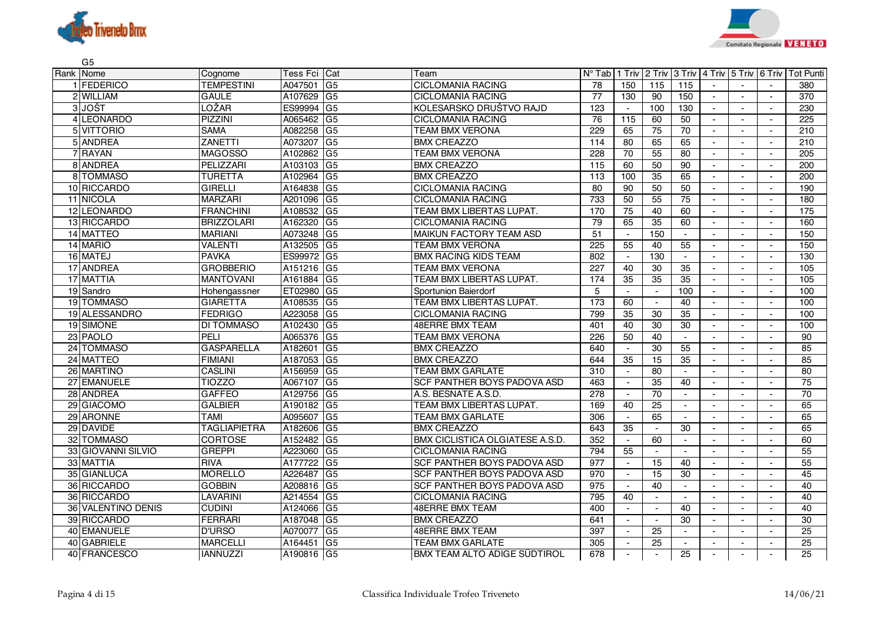G5

| Rank | Nome | Cognome | Tess Fci | Cat | Team | N° Tab | 1 Triv | 2 Triv | 3 Triv | 4 Triv | 5 Triv | 6 Triv | Tot Punti |
|---|---|---|---|---|---|---|---|---|---|---|---|---|---|
| 1 | FEDERICO | TEMPESTINI | A047501 | G5 | CICLOMANIA RACING | 78 | 150 | 115 | 115 | - | - | - | 380 |
| 2 | WILLIAM | GAULE | A107629 | G5 | CICLOMANIA RACING | 77 | 130 | 90 | 150 | - | - | - | 370 |
| 3 | JOŠT | LOŽAR | ES99994 | G5 | KOLESARSKO DRUŠTVO RAJD | 123 | - | 100 | 130 | - | - | - | 230 |
| 4 | LEONARDO | PIZZINI | A065462 | G5 | CICLOMANIA RACING | 76 | 115 | 60 | 50 | - | - | - | 225 |
| 5 | VITTORIO | SAMA | A082258 | G5 | TEAM BMX VERONA | 229 | 65 | 75 | 70 | - | - | - | 210 |
| 5 | ANDREA | ZANETTI | A073207 | G5 | BMX CREAZZO | 114 | 80 | 65 | 65 | - | - | - | 210 |
| 7 | RAYAN | MAGOSSO | A102862 | G5 | TEAM BMX VERONA | 228 | 70 | 55 | 80 | - | - | - | 205 |
| 8 | ANDREA | PELIZZARI | A103103 | G5 | BMX CREAZZO | 115 | 60 | 50 | 90 | - | - | - | 200 |
| 8 | TOMMASO | TURETTA | A102964 | G5 | BMX CREAZZO | 113 | 100 | 35 | 65 | - | - | - | 200 |
| 10 | RICCARDO | GIRELLI | A164838 | G5 | CICLOMANIA RACING | 80 | 90 | 50 | 50 | - | - | - | 190 |
| 11 | NICOLA | MARZARI | A201096 | G5 | CICLOMANIA RACING | 733 | 50 | 55 | 75 | - | - | - | 180 |
| 12 | LEONARDO | FRANCHINI | A108532 | G5 | TEAM BMX LIBERTAS LUPAT. | 170 | 75 | 40 | 60 | - | - | - | 175 |
| 13 | RICCARDO | BRIZZOLARI | A162320 | G5 | CICLOMANIA RACING | 79 | 65 | 35 | 60 | - | - | - | 160 |
| 14 | MATTEO | MARIANI | A073248 | G5 | MAIKUN FACTORY TEAM ASD | 51 | - | 150 | - | - | - | - | 150 |
| 14 | MARIO | VALENTI | A132505 | G5 | TEAM BMX VERONA | 225 | 55 | 40 | 55 | - | - | - | 150 |
| 16 | MATEJ | PAVKA | ES99972 | G5 | BMX RACING KIDS TEAM | 802 | - | 130 | - | - | - | - | 130 |
| 17 | ANDREA | GROBBERIO | A151216 | G5 | TEAM BMX VERONA | 227 | 40 | 30 | 35 | - | - | - | 105 |
| 17 | MATTIA | MANTOVANI | A161884 | G5 | TEAM BMX LIBERTAS LUPAT. | 174 | 35 | 35 | 35 | - | - | - | 105 |
| 19 | Sandro | Hohengassner | ET02980 | G5 | Sportunion Baierdorf | 5 | - | - | 100 | - | - | - | 100 |
| 19 | TOMMASO | GIARETTA | A108535 | G5 | TEAM BMX LIBERTAS LUPAT. | 173 | 60 | - | 40 | - | - | - | 100 |
| 19 | ALESSANDRO | FEDRIGO | A223058 | G5 | CICLOMANIA RACING | 799 | 35 | 30 | 35 | - | - | - | 100 |
| 19 | SIMONE | DI TOMMASO | A102430 | G5 | 48ERRE BMX TEAM | 401 | 40 | 30 | 30 | - | - | - | 100 |
| 23 | PAOLO | PELI | A065376 | G5 | TEAM BMX VERONA | 226 | 50 | 40 | - | - | - | - | 90 |
| 24 | TOMMASO | GASPARELLA | A182601 | G5 | BMX CREAZZO | 640 | - | 30 | 55 | - | - | - | 85 |
| 24 | MATTEO | FIMIANI | A187053 | G5 | BMX CREAZZO | 644 | 35 | 15 | 35 | - | - | - | 85 |
| 26 | MARTINO | CASLINI | A156959 | G5 | TEAM BMX GARLATE | 310 | - | 80 | - | - | - | - | 80 |
| 27 | EMANUELE | TIOZZO | A067107 | G5 | SCF PANTHER BOYS PADOVA ASD | 463 | - | 35 | 40 | - | - | - | 75 |
| 28 | ANDREA | GAFFEO | A129756 | G5 | A.S. BESNATE A.S.D. | 278 | - | 70 | - | - | - | - | 70 |
| 29 | GIACOMO | GALBIER | A190182 | G5 | TEAM BMX LIBERTAS LUPAT. | 169 | 40 | 25 | - | - | - | - | 65 |
| 29 | ARONNE | TAMI | A095607 | G5 | TEAM BMX GARLATE | 306 | - | 65 | - | - | - | - | 65 |
| 29 | DAVIDE | TAGLIAPIETRA | A182606 | G5 | BMX CREAZZO | 643 | 35 | - | 30 | - | - | - | 65 |
| 32 | TOMMASO | CORTOSE | A152482 | G5 | BMX CICLISTICA OLGIATESE A.S.D. | 352 | - | 60 | - | - | - | - | 60 |
| 33 | GIOVANNI SILVIO | GREPPI | A223060 | G5 | CICLOMANIA RACING | 794 | 55 | - | - | - | - | - | 55 |
| 33 | MATTIA | RIVA | A177722 | G5 | SCF PANTHER BOYS PADOVA ASD | 977 | - | 15 | 40 | - | - | - | 55 |
| 35 | GIANLUCA | MORELLO | A226487 | G5 | SCF PANTHER BOYS PADOVA ASD | 970 | - | 15 | 30 | - | - | - | 45 |
| 36 | RICCARDO | GOBBIN | A208816 | G5 | SCF PANTHER BOYS PADOVA ASD | 975 | - | 40 | - | - | - | - | 40 |
| 36 | RICCARDO | LAVARINI | A214554 | G5 | CICLOMANIA RACING | 795 | 40 | - | - | - | - | - | 40 |
| 36 | VALENTINO DENIS | CUDINI | A124066 | G5 | 48ERRE BMX TEAM | 400 | - | - | 40 | - | - | - | 40 |
| 39 | RICCARDO | FERRARI | A187048 | G5 | BMX CREAZZO | 641 | - | - | 30 | - | - | - | 30 |
| 40 | EMANUELE | D'URSO | A070077 | G5 | 48ERRE BMX TEAM | 397 | - | 25 | - | - | - | - | 25 |
| 40 | GABRIELE | MARCELLI | A164451 | G5 | TEAM BMX GARLATE | 305 | - | 25 | - | - | - | - | 25 |
| 40 | FRANCESCO | IANNUZZI | A190816 | G5 | BMX TEAM ALTO ADIGE SÜDTIROL | 678 | - | - | 25 | - | - | - | 25 |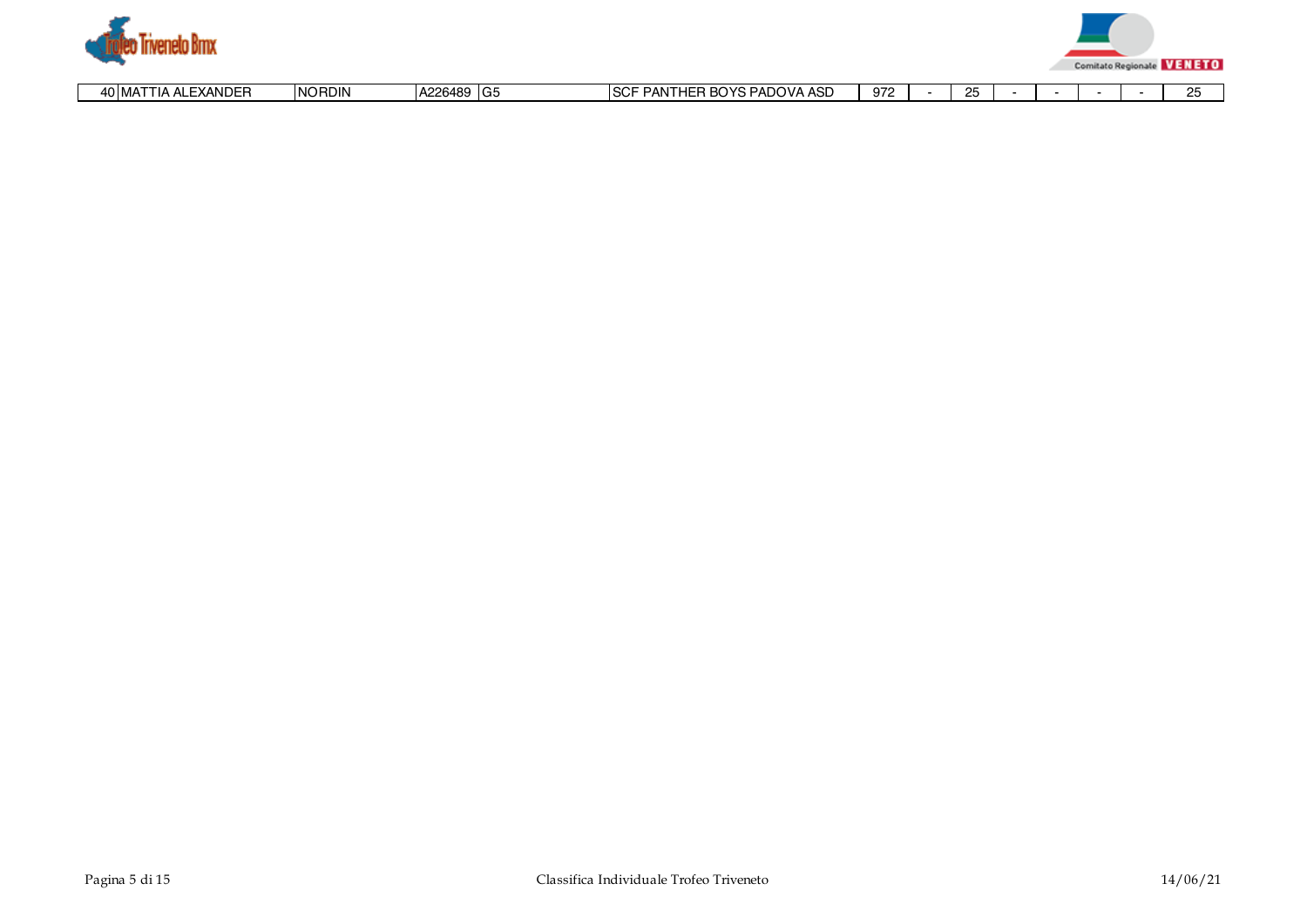| 40 | MATTIA ALEXANDER | NORDIN | A226489 | G5 | SCF PANTHER BOYS PADOVA ASD | 972 | - | 25 | - | - | - | - | 25 |
|---|---|---|---|---|---|---|---|---|---|---|---|---|---|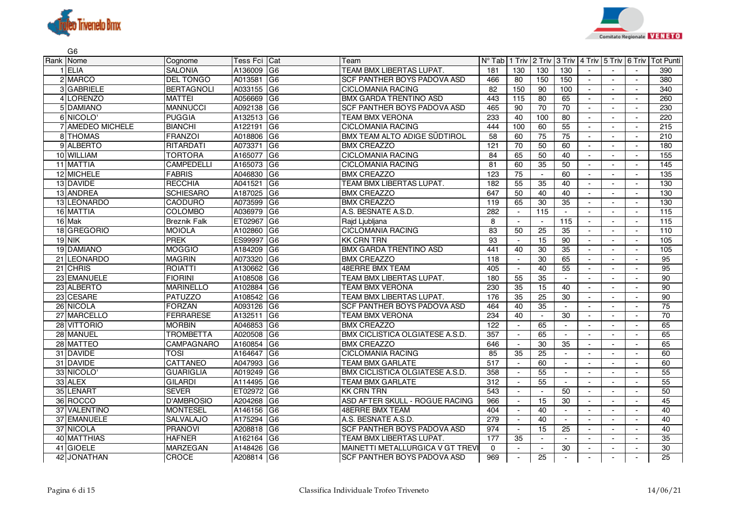G6

| Rank | Nome | Cognome | Tess Fci | Cat | Team | N° Tab | 1 Triv | 2 Triv | 3 Triv | 4 Triv | 5 Triv | 6 Triv | Tot Punti |
|---|---|---|---|---|---|---|---|---|---|---|---|---|---|
| 1 | ELIA | SALONIA | A136009 | G6 | TEAM BMX LIBERTAS LUPAT. | 181 | 130 | 130 | 130 | - | - | - | 390 |
| 2 | MARCO | DEL TONGO | A013581 | G6 | SCF PANTHER BOYS PADOVA ASD | 466 | 80 | 150 | 150 | - | - | - | 380 |
| 3 | GABRIELE | BERTAGNOLI | A033155 | G6 | CICLOMANIA RACING | 82 | 150 | 90 | 100 | - | - | - | 340 |
| 4 | LORENZO | MATTEI | A056669 | G6 | BMX GARDA TRENTINO ASD | 443 | 115 | 80 | 65 | - | - | - | 260 |
| 5 | DAMIANO | MANNUCCI | A092138 | G6 | SCF PANTHER BOYS PADOVA ASD | 465 | 90 | 70 | 70 | - | - | - | 230 |
| 6 | NICOLO' | PUGGIA | A132513 | G6 | TEAM BMX VERONA | 233 | 40 | 100 | 80 | - | - | - | 220 |
| 7 | AMEDEO MICHELE | BIANCHI | A122191 | G6 | CICLOMANIA RACING | 444 | 100 | 60 | 55 | - | - | - | 215 |
| 8 | THOMAS | FRANZOI | A018806 | G6 | BMX TEAM ALTO ADIGE SÜDTIROL | 58 | 60 | 75 | 75 | - | - | - | 210 |
| 9 | ALBERTO | RITARDATI | A073371 | G6 | BMX CREAZZO | 121 | 70 | 50 | 60 | - | - | - | 180 |
| 10 | WILLIAM | TORTORA | A165077 | G6 | CICLOMANIA RACING | 84 | 65 | 50 | 40 | - | - | - | 155 |
| 11 | MATTIA | CAMPEDELLI | A165073 | G6 | CICLOMANIA RACING | 81 | 60 | 35 | 50 | - | - | - | 145 |
| 12 | MICHELE | FABRIS | A046830 | G6 | BMX CREAZZO | 123 | 75 | - | 60 | - | - | - | 135 |
| 13 | DAVIDE | RECCHIA | A041521 | G6 | TEAM BMX LIBERTAS LUPAT. | 182 | 55 | 35 | 40 | - | - | - | 130 |
| 13 | ANDREA | SCHIESARO | A187025 | G6 | BMX CREAZZO | 647 | 50 | 40 | 40 | - | - | - | 130 |
| 13 | LEONARDO | CAODURO | A073599 | G6 | BMX CREAZZO | 119 | 65 | 30 | 35 | - | - | - | 130 |
| 16 | MATTIA | COLOMBO | A036979 | G6 | A.S. BESNATE A.S.D. | 282 | - | 115 | - | - | - | - | 115 |
| 16 | Mak | Breznik Falk | ET02967 | G6 | Rajd Ljubljana | 8 | - | - | 115 | - | - | - | 115 |
| 18 | GREGORIO | MOIOLA | A102860 | G6 | CICLOMANIA RACING | 83 | 50 | 25 | 35 | - | - | - | 110 |
| 19 | NIK | PREK | ES99997 | G6 | KK CRN TRN | 93 | - | 15 | 90 | - | - | - | 105 |
| 19 | DAMIANO | MOGGIO | A184209 | G6 | BMX GARDA TRENTINO ASD | 441 | 40 | 30 | 35 | - | - | - | 105 |
| 21 | LEONARDO | MAGRIN | A073320 | G6 | BMX CREAZZO | 118 | - | 30 | 65 | - | - | - | 95 |
| 21 | CHRIS | ROIATTI | A130662 | G6 | 48ERRE BMX TEAM | 405 | - | 40 | 55 | - | - | - | 95 |
| 23 | EMANUELE | FIORINI | A108508 | G6 | TEAM BMX LIBERTAS LUPAT. | 180 | 55 | 35 | - | - | - | - | 90 |
| 23 | ALBERTO | MARINELLO | A102884 | G6 | TEAM BMX VERONA | 230 | 35 | 15 | 40 | - | - | - | 90 |
| 23 | CESARE | PATUZZO | A108542 | G6 | TEAM BMX LIBERTAS LUPAT. | 176 | 35 | 25 | 30 | - | - | - | 90 |
| 26 | NICOLA | FORZAN | A093126 | G6 | SCF PANTHER BOYS PADOVA ASD | 464 | 40 | 35 | - | - | - | - | 75 |
| 27 | MARCELLO | FERRARESE | A132511 | G6 | TEAM BMX VERONA | 234 | 40 | - | 30 | - | - | - | 70 |
| 28 | VITTORIO | MORBIN | A046853 | G6 | BMX CREAZZO | 122 | - | 65 | - | - | - | - | 65 |
| 28 | MANUEL | TROMBETTA | A020508 | G6 | BMX CICLISTICA OLGIATESE A.S.D. | 357 | - | 65 | - | - | - | - | 65 |
| 28 | MATTEO | CAMPAGNARO | A160854 | G6 | BMX CREAZZO | 646 | - | 30 | 35 | - | - | - | 65 |
| 31 | DAVIDE | TOSI | A164647 | G6 | CICLOMANIA RACING | 85 | 35 | 25 | - | - | - | - | 60 |
| 31 | DAVIDE | CATTANEO | A047993 | G6 | TEAM BMX GARLATE | 517 | - | 60 | - | - | - | - | 60 |
| 33 | NICOLO' | GUARIGLIA | A019249 | G6 | BMX CICLISTICA OLGIATESE A.S.D. | 358 | - | 55 | - | - | - | - | 55 |
| 33 | ALEX | GILARDI | A114495 | G6 | TEAM BMX GARLATE | 312 | - | 55 | - | - | - | - | 55 |
| 35 | LENART | SEVER | ET02972 | G6 | KK CRN TRN | 543 | - | - | 50 | - | - | - | 50 |
| 36 | ROCCO | D'AMBROSIO | A204268 | G6 | ASD AFTER SKULL - ROGUE RACING | 966 | - | 15 | 30 | - | - | - | 45 |
| 37 | VALENTINO | MONTESEL | A146156 | G6 | 48ERRE BMX TEAM | 404 | - | 40 | - | - | - | - | 40 |
| 37 | EMANUELE | SALVALAJO | A175294 | G6 | A.S. BESNATE A.S.D. | 279 | - | 40 | - | - | - | - | 40 |
| 37 | NICOLA | PRANOVI | A208818 | G6 | SCF PANTHER BOYS PADOVA ASD | 974 | - | 15 | 25 | - | - | - | 40 |
| 40 | MATTHIAS | HAFNER | A162164 | G6 | TEAM BMX LIBERTAS LUPAT. | 177 | 35 | - | - | - | - | - | 35 |
| 41 | GIOELE | MARZEGAN | A148426 | G6 | MAINETTI METALLURGICA V GT TREVI | 0 | - | - | 30 | - | - | - | 30 |
| 42 | JONATHAN | CROCE | A208814 | G6 | SCF PANTHER BOYS PADOVA ASD | 969 | - | 25 | - | - | - | - | 25 |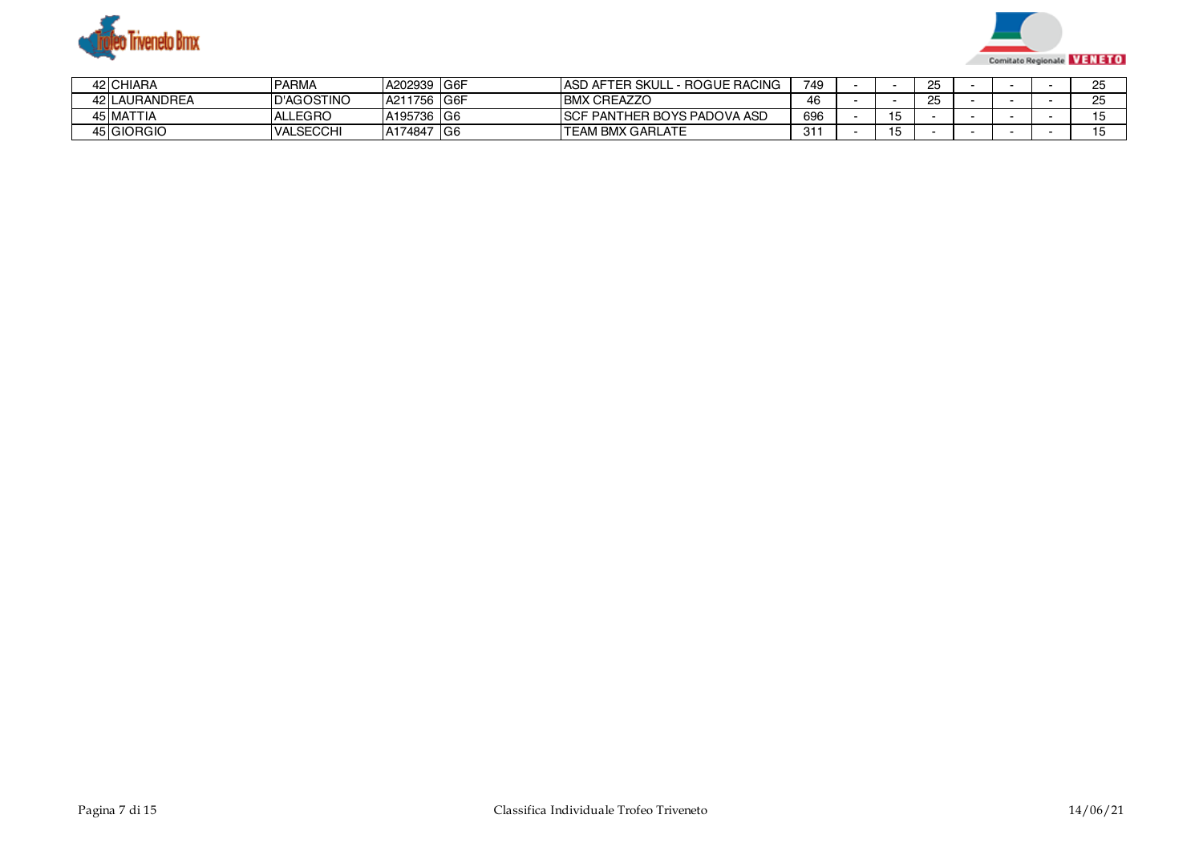| | | | | | | | | | | | | | |
|---|---|---|---|---|---|---|---|---|---|---|---|---|---|
| 42 | CHIARA | PARMA | A202939 | G6F | ASD AFTER SKULL - ROGUE RACING | 749 | - | - | 25 | - | - | - | 25 |
| 42 | LAURANDREA | D'AGOSTINO | A211756 | G6F | BMX CREAZZO | 46 | - | - | 25 | - | - | - | 25 |
| 45 | MATTIA | ALLEGRO | A195736 | G6 | SCF PANTHER BOYS PADOVA ASD | 696 | - | 15 | - | - | - | - | 15 |
| 45 | GIORGIO | VALSECCHI | A174847 | G6 | TEAM BMX GARLATE | 311 | - | 15 | - | - | - | - | 15 |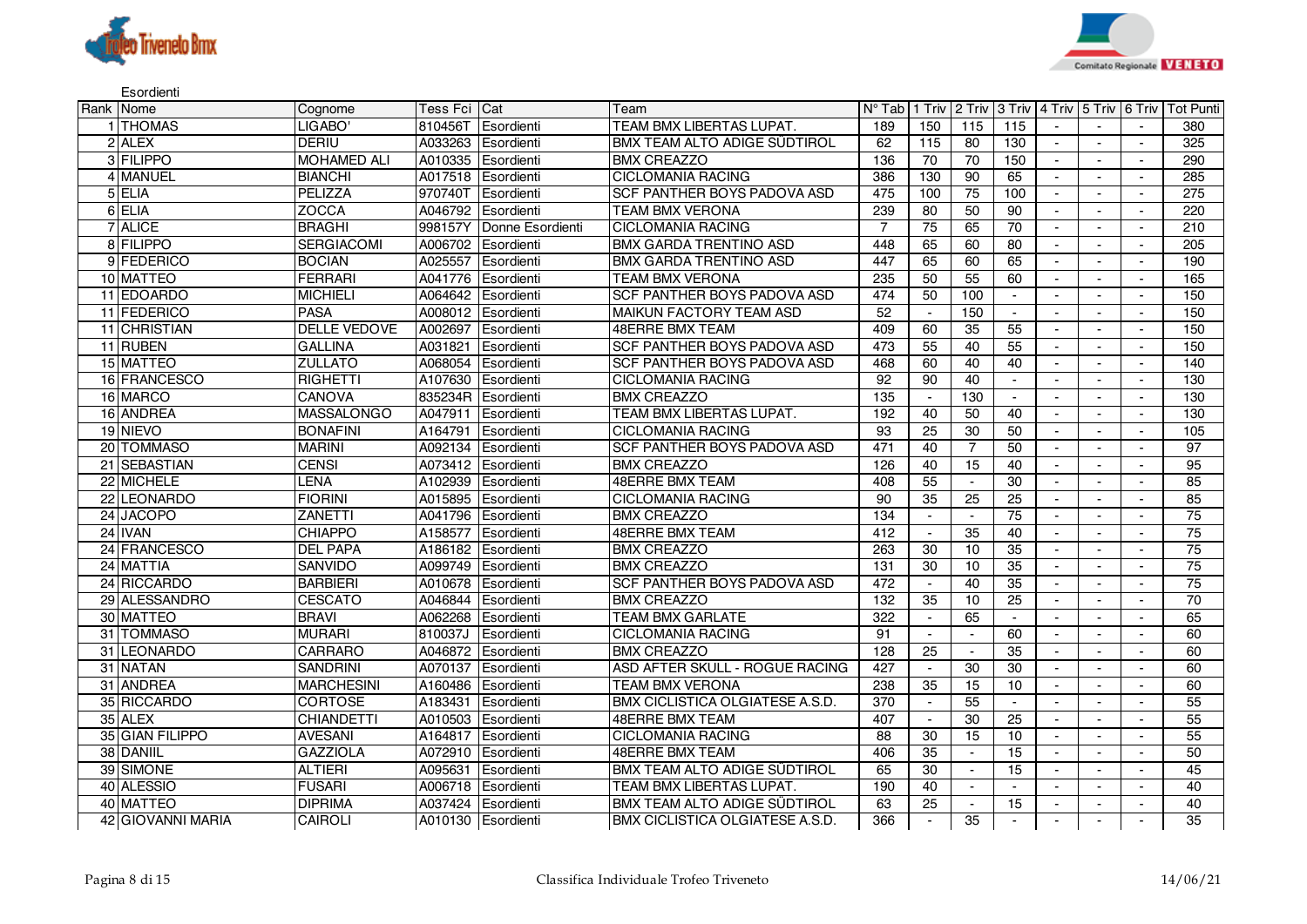Esordienti

| Rank | Nome | Cognome | Tess Fci | Cat | Team | N° Tab | 1 Triv | 2 Triv | 3 Triv | 4 Triv | 5 Triv | 6 Triv | Tot Punti |
|---|---|---|---|---|---|---|---|---|---|---|---|---|---|
| 1 | THOMAS | LIGABO' | 810456T | Esordienti | TEAM BMX LIBERTAS LUPAT. | 189 | 150 | 115 | 115 | - | - | - | 380 |
| 2 | ALEX | DERIU | A033263 | Esordienti | BMX TEAM ALTO ADIGE SÜDTIROL | 62 | 115 | 80 | 130 | - | - | - | 325 |
| 3 | FILIPPO | MOHAMED ALI | A010335 | Esordienti | BMX CREAZZO | 136 | 70 | 70 | 150 | - | - | - | 290 |
| 4 | MANUEL | BIANCHI | A017518 | Esordienti | CICLOMANIA RACING | 386 | 130 | 90 | 65 | - | - | - | 285 |
| 5 | ELIA | PELIZZA | 970740T | Esordienti | SCF PANTHER BOYS PADOVA ASD | 475 | 100 | 75 | 100 | - | - | - | 275 |
| 6 | ELIA | ZOCCA | A046792 | Esordienti | TEAM BMX VERONA | 239 | 80 | 50 | 90 | - | - | - | 220 |
| 7 | ALICE | BRAGHI | 998157Y | Donne Esordienti | CICLOMANIA RACING | 7 | 75 | 65 | 70 | - | - | - | 210 |
| 8 | FILIPPO | SERGIACOMI | A006702 | Esordienti | BMX GARDA TRENTINO ASD | 448 | 65 | 60 | 80 | - | - | - | 205 |
| 9 | FEDERICO | BOCIAN | A025557 | Esordienti | BMX GARDA TRENTINO ASD | 447 | 65 | 60 | 65 | - | - | - | 190 |
| 10 | MATTEO | FERRARI | A041776 | Esordienti | TEAM BMX VERONA | 235 | 50 | 55 | 60 | - | - | - | 165 |
| 11 | EDOARDO | MICHIELI | A064642 | Esordienti | SCF PANTHER BOYS PADOVA ASD | 474 | 50 | 100 | - | - | - | - | 150 |
| 11 | FEDERICO | PASA | A008012 | Esordienti | MAIKUN FACTORY TEAM ASD | 52 | - | 150 | - | - | - | - | 150 |
| 11 | CHRISTIAN | DELLE VEDOVE | A002697 | Esordienti | 48ERRE BMX TEAM | 409 | 60 | 35 | 55 | - | - | - | 150 |
| 11 | RUBEN | GALLINA | A031821 | Esordienti | SCF PANTHER BOYS PADOVA ASD | 473 | 55 | 40 | 55 | - | - | - | 150 |
| 15 | MATTEO | ZULLATO | A068054 | Esordienti | SCF PANTHER BOYS PADOVA ASD | 468 | 60 | 40 | 40 | - | - | - | 140 |
| 16 | FRANCESCO | RIGHETTI | A107630 | Esordienti | CICLOMANIA RACING | 92 | 90 | 40 | - | - | - | - | 130 |
| 16 | MARCO | CANOVA | 835234R | Esordienti | BMX CREAZZO | 135 | - | 130 | - | - | - | - | 130 |
| 16 | ANDREA | MASSALONGO | A047911 | Esordienti | TEAM BMX LIBERTAS LUPAT. | 192 | 40 | 50 | 40 | - | - | - | 130 |
| 19 | NIEVO | BONAFINI | A164791 | Esordienti | CICLOMANIA RACING | 93 | 25 | 30 | 50 | - | - | - | 105 |
| 20 | TOMMASO | MARINI | A092134 | Esordienti | SCF PANTHER BOYS PADOVA ASD | 471 | 40 | 7 | 50 | - | - | - | 97 |
| 21 | SEBASTIAN | CENSI | A073412 | Esordienti | BMX CREAZZO | 126 | 40 | 15 | 40 | - | - | - | 95 |
| 22 | MICHELE | LENA | A102939 | Esordienti | 48ERRE BMX TEAM | 408 | 55 | - | 30 | - | - | - | 85 |
| 22 | LEONARDO | FIORINI | A015895 | Esordienti | CICLOMANIA RACING | 90 | 35 | 25 | 25 | - | - | - | 85 |
| 24 | JACOPO | ZANETTI | A041796 | Esordienti | BMX CREAZZO | 134 | - | - | 75 | - | - | - | 75 |
| 24 | IVAN | CHIAPPO | A158577 | Esordienti | 48ERRE BMX TEAM | 412 | - | 35 | 40 | - | - | - | 75 |
| 24 | FRANCESCO | DEL PAPA | A186182 | Esordienti | BMX CREAZZO | 263 | 30 | 10 | 35 | - | - | - | 75 |
| 24 | MATTIA | SANVIDO | A099749 | Esordienti | BMX CREAZZO | 131 | 30 | 10 | 35 | - | - | - | 75 |
| 24 | RICCARDO | BARBIERI | A010678 | Esordienti | SCF PANTHER BOYS PADOVA ASD | 472 | - | 40 | 35 | - | - | - | 75 |
| 29 | ALESSANDRO | CESCATO | A046844 | Esordienti | BMX CREAZZO | 132 | 35 | 10 | 25 | - | - | - | 70 |
| 30 | MATTEO | BRAVI | A062268 | Esordienti | TEAM BMX GARLATE | 322 | - | 65 | - | - | - | - | 65 |
| 31 | TOMMASO | MURARI | 810037J | Esordienti | CICLOMANIA RACING | 91 | - | - | 60 | - | - | - | 60 |
| 31 | LEONARDO | CARRARO | A046872 | Esordienti | BMX CREAZZO | 128 | 25 | - | 35 | - | - | - | 60 |
| 31 | NATAN | SANDRINI | A070137 | Esordienti | ASD AFTER SKULL - ROGUE RACING | 427 | - | 30 | 30 | - | - | - | 60 |
| 31 | ANDREA | MARCHESINI | A160486 | Esordienti | TEAM BMX VERONA | 238 | 35 | 15 | 10 | - | - | - | 60 |
| 35 | RICCARDO | CORTOSE | A183431 | Esordienti | BMX CICLISTICA OLGIATESE A.S.D. | 370 | - | 55 | - | - | - | - | 55 |
| 35 | ALEX | CHIANDETTI | A010503 | Esordienti | 48ERRE BMX TEAM | 407 | - | 30 | 25 | - | - | - | 55 |
| 35 | GIAN FILIPPO | AVESANI | A164817 | Esordienti | CICLOMANIA RACING | 88 | 30 | 15 | 10 | - | - | - | 55 |
| 38 | DANIIL | GAZZIOLA | A072910 | Esordienti | 48ERRE BMX TEAM | 406 | 35 | - | 15 | - | - | - | 50 |
| 39 | SIMONE | ALTIERI | A095631 | Esordienti | BMX TEAM ALTO ADIGE SÜDTIROL | 65 | 30 | - | 15 | - | - | - | 45 |
| 40 | ALESSIO | FUSARI | A006718 | Esordienti | TEAM BMX LIBERTAS LUPAT. | 190 | 40 | - | - | - | - | - | 40 |
| 40 | MATTEO | DIPRIMA | A037424 | Esordienti | BMX TEAM ALTO ADIGE SÜDTIROL | 63 | 25 | - | 15 | - | - | - | 40 |
| 42 | GIOVANNI MARIA | CAIROLI | A010130 | Esordienti | BMX CICLISTICA OLGIATESE A.S.D. | 366 | - | 35 | - | - | - | - | 35 |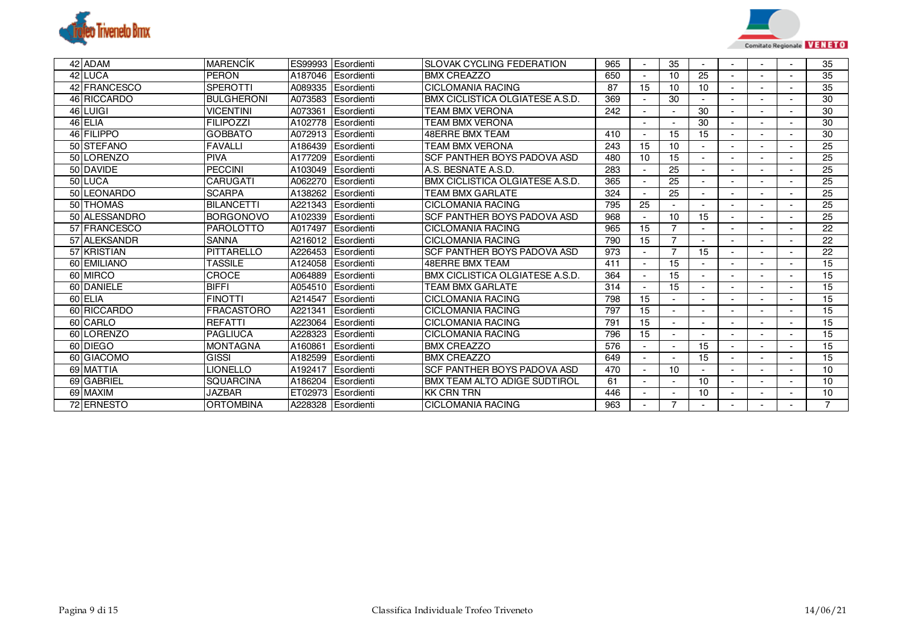| | | | | | | | | | | | | | |
|---|---|---|---|---|---|---|---|---|---|---|---|---|---|
| 42 | ADAM | MARENCÍK | ES99993 | Esordienti | SLOVAK CYCLING FEDERATION | 965 | - | 35 | - | - | - | - | 35 |
| 42 | LUCA | PERON | A187046 | Esordienti | BMX CREAZZO | 650 | - | 10 | 25 | - | - | - | 35 |
| 42 | FRANCESCO | SPEROTTI | A089335 | Esordienti | CICLOMANIA RACING | 87 | 15 | 10 | 10 | - | - | - | 35 |
| 46 | RICCARDO | BULGHERONI | A073583 | Esordienti | BMX CICLISTICA OLGIATESE A.S.D. | 369 | - | 30 | - | - | - | - | 30 |
| 46 | LUIGI | VICENTINI | A073361 | Esordienti | TEAM BMX VERONA | 242 | - | - | 30 | - | - | - | 30 |
| 46 | ELIA | FILIPOZZI | A102778 | Esordienti | TEAM BMX VERONA | | - | - | 30 | - | - | - | 30 |
| 46 | FILIPPO | GOBBATO | A072913 | Esordienti | 48ERRE BMX TEAM | 410 | - | 15 | 15 | - | - | - | 30 |
| 50 | STEFANO | FAVALLI | A186439 | Esordienti | TEAM BMX VERONA | 243 | 15 | 10 | - | - | - | - | 25 |
| 50 | LORENZO | PIVA | A177209 | Esordienti | SCF PANTHER BOYS PADOVA ASD | 480 | 10 | 15 | - | - | - | - | 25 |
| 50 | DAVIDE | PECCINI | A103049 | Esordienti | A.S. BESNATE A.S.D. | 283 | - | 25 | - | - | - | - | 25 |
| 50 | LUCA | CARUGATI | A062270 | Esordienti | BMX CICLISTICA OLGIATESE A.S.D. | 365 | - | 25 | - | - | - | - | 25 |
| 50 | LEONARDO | SCARPA | A138262 | Esordienti | TEAM BMX GARLATE | 324 | - | 25 | - | - | - | - | 25 |
| 50 | THOMAS | BILANCETTI | A221343 | Esordienti | CICLOMANIA RACING | 795 | 25 | - | - | - | - | - | 25 |
| 50 | ALESSANDRO | BORGONOVO | A102339 | Esordienti | SCF PANTHER BOYS PADOVA ASD | 968 | - | 10 | 15 | - | - | - | 25 |
| 57 | FRANCESCO | PAROLOTTO | A017497 | Esordienti | CICLOMANIA RACING | 965 | 15 | 7 | - | - | - | - | 22 |
| 57 | ALEKSANDR | SANNA | A216012 | Esordienti | CICLOMANIA RACING | 790 | 15 | 7 | - | - | - | - | 22 |
| 57 | KRISTIAN | PITTARELLO | A226453 | Esordienti | SCF PANTHER BOYS PADOVA ASD | 973 | - | 7 | 15 | - | - | - | 22 |
| 60 | EMILIANO | TASSILE | A124058 | Esordienti | 48ERRE BMX TEAM | 411 | - | 15 | - | - | - | - | 15 |
| 60 | MIRCO | CROCE | A064889 | Esordienti | BMX CICLISTICA OLGIATESE A.S.D. | 364 | - | 15 | - | - | - | - | 15 |
| 60 | DANIELE | BIFFI | A054510 | Esordienti | TEAM BMX GARLATE | 314 | - | 15 | - | - | - | - | 15 |
| 60 | ELIA | FINOTTI | A214547 | Esordienti | CICLOMANIA RACING | 798 | 15 | - | - | - | - | - | 15 |
| 60 | RICCARDO | FRACASTORO | A221341 | Esordienti | CICLOMANIA RACING | 797 | 15 | - | - | - | - | - | 15 |
| 60 | CARLO | REFATTI | A223064 | Esordienti | CICLOMANIA RACING | 791 | 15 | - | - | - | - | - | 15 |
| 60 | LORENZO | PAGLIUCA | A228323 | Esordienti | CICLOMANIA RACING | 796 | 15 | - | - | - | - | - | 15 |
| 60 | DIEGO | MONTAGNA | A160861 | Esordienti | BMX CREAZZO | 576 | - | - | 15 | - | - | - | 15 |
| 60 | GIACOMO | GISSI | A182599 | Esordienti | BMX CREAZZO | 649 | - | - | 15 | - | - | - | 15 |
| 69 | MATTIA | LIONELLO | A192417 | Esordienti | SCF PANTHER BOYS PADOVA ASD | 470 | - | 10 | - | - | - | - | 10 |
| 69 | GABRIEL | SQUARCINA | A186204 | Esordienti | BMX TEAM ALTO ADIGE SÜDTIROL | 61 | - | - | 10 | - | - | - | 10 |
| 69 | MAXIM | JAZBAR | ET02973 | Esordienti | KK CRN TRN | 446 | - | - | 10 | - | - | - | 10 |
| 72 | ERNESTO | ORTOMBINA | A228328 | Esordienti | CICLOMANIA RACING | 963 | - | 7 | - | - | - | - | 7 |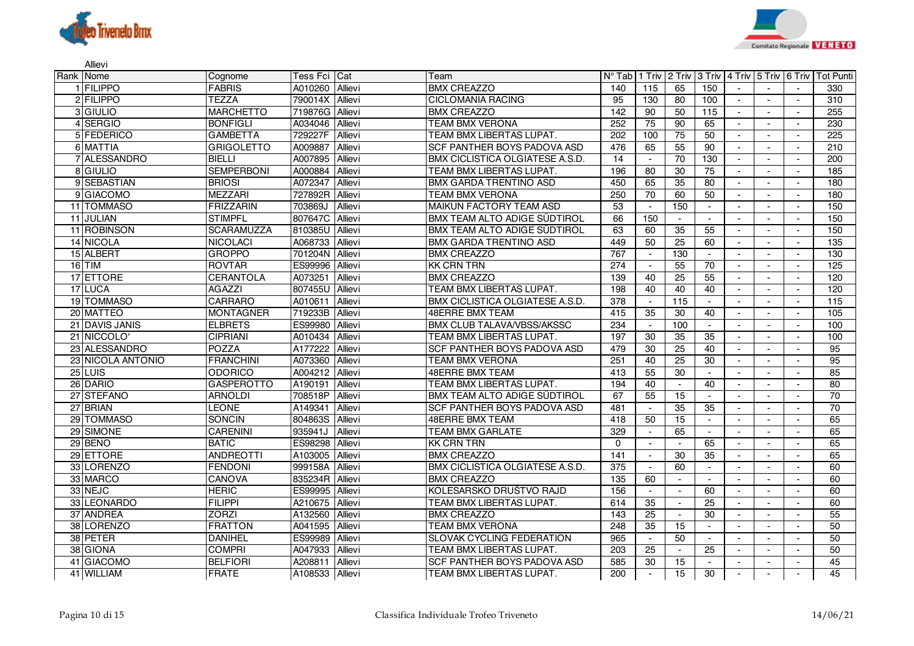Allievi

| Rank | Nome | Cognome | Tess Fci | Cat | Team | N° Tab | 1 Triv | 2 Triv | 3 Triv | 4 Triv | 5 Triv | 6 Triv | Tot Punti |
|---|---|---|---|---|---|---|---|---|---|---|---|---|---|
| 1 | FILIPPO | FABRIS | A010260 | Allievi | BMX CREAZZO | 140 | 115 | 65 | 150 | - | - | - | 330 |
| 2 | FILIPPO | TEZZA | 790014X | Allievi | CICLOMANIA RACING | 95 | 130 | 80 | 100 | - | - | - | 310 |
| 3 | GIULIO | MARCHETTO | 719876G | Allievi | BMX CREAZZO | 142 | 90 | 50 | 115 | - | - | - | 255 |
| 4 | SERGIO | BONFIGLI | A034046 | Allievi | TEAM BMX VERONA | 252 | 75 | 90 | 65 | - | - | - | 230 |
| 5 | FEDERICO | GAMBETTA | 729227F | Allievi | TEAM BMX LIBERTAS LUPAT. | 202 | 100 | 75 | 50 | - | - | - | 225 |
| 6 | MATTIA | GRIGOLETTO | A009887 | Allievi | SCF PANTHER BOYS PADOVA ASD | 476 | 65 | 55 | 90 | - | - | - | 210 |
| 7 | ALESSANDRO | BIELLI | A007895 | Allievi | BMX CICLISTICA OLGIATESE A.S.D. | 14 | - | 70 | 130 | - | - | - | 200 |
| 8 | GIULIO | SEMPERBONI | A000884 | Allievi | TEAM BMX LIBERTAS LUPAT. | 196 | 80 | 30 | 75 | - | - | - | 185 |
| 9 | SEBASTIAN | BRIOSI | A072347 | Allievi | BMX GARDA TRENTINO ASD | 450 | 65 | 35 | 80 | - | - | - | 180 |
| 9 | GIACOMO | MEZZARI | 727892R | Allievi | TEAM BMX VERONA | 250 | 70 | 60 | 50 | - | - | - | 180 |
| 11 | TOMMASO | FRIZZARIN | 703869J | Allievi | MAIKUN FACTORY TEAM ASD | 53 | - | 150 | - | - | - | - | 150 |
| 11 | JULIAN | STIMPFL | 807647C | Allievi | BMX TEAM ALTO ADIGE SÜDTIROL | 66 | 150 | - | - | - | - | - | 150 |
| 11 | ROBINSON | SCARAMUZZA | 810385U | Allievi | BMX TEAM ALTO ADIGE SÜDTIROL | 63 | 60 | 35 | 55 | - | - | - | 150 |
| 14 | NICOLA | NICOLACI | A068733 | Allievi | BMX GARDA TRENTINO ASD | 449 | 50 | 25 | 60 | - | - | - | 135 |
| 15 | ALBERT | GROPPO | 701204N | Allievi | BMX CREAZZO | 767 | - | 130 | - | - | - | - | 130 |
| 16 | TIM | ROVTAR | ES99996 | Allievi | KK CRN TRN | 274 | - | 55 | 70 | - | - | - | 125 |
| 17 | ETTORE | CERANTOLA | A073251 | Allievi | BMX CREAZZO | 139 | 40 | 25 | 55 | - | - | - | 120 |
| 17 | LUCA | AGAZZI | 807455U | Allievi | TEAM BMX LIBERTAS LUPAT. | 198 | 40 | 40 | 40 | - | - | - | 120 |
| 19 | TOMMASO | CARRARO | A010611 | Allievi | BMX CICLISTICA OLGIATESE A.S.D. | 378 | - | 115 | - | - | - | - | 115 |
| 20 | MATTEO | MONTAGNER | 719233B | Allievi | 48ERRE BMX TEAM | 415 | 35 | 30 | 40 | - | - | - | 105 |
| 21 | DAVIS JANIS | ELBRETS | ES99980 | Allievi | BMX CLUB TALAVA/VBSS/AKSSC | 234 | - | 100 | - | - | - | - | 100 |
| 21 | NICCOLO' | CIPRIANI | A010434 | Allievi | TEAM BMX LIBERTAS LUPAT. | 197 | 30 | 35 | 35 | - | - | - | 100 |
| 23 | ALESSANDRO | POZZA | A177222 | Allievi | SCF PANTHER BOYS PADOVA ASD | 479 | 30 | 25 | 40 | - | - | - | 95 |
| 23 | NICOLA ANTONIO | FRANCHINI | A073360 | Allievi | TEAM BMX VERONA | 251 | 40 | 25 | 30 | - | - | - | 95 |
| 25 | LUIS | ODORICO | A004212 | Allievi | 48ERRE BMX TEAM | 413 | 55 | 30 | - | - | - | - | 85 |
| 26 | DARIO | GASPEROTTO | A190191 | Allievi | TEAM BMX LIBERTAS LUPAT. | 194 | 40 | - | 40 | - | - | - | 80 |
| 27 | STEFANO | ARNOLDI | 708518P | Allievi | BMX TEAM ALTO ADIGE SÜDTIROL | 67 | 55 | 15 | - | - | - | - | 70 |
| 27 | BRIAN | LEONE | A149341 | Allievi | SCF PANTHER BOYS PADOVA ASD | 481 | - | 35 | 35 | - | - | - | 70 |
| 29 | TOMMASO | SONCIN | 804863S | Allievi | 48ERRE BMX TEAM | 418 | 50 | 15 | - | - | - | - | 65 |
| 29 | SIMONE | CARENINI | 935941J | Allievi | TEAM BMX GARLATE | 329 | - | 65 | - | - | - | - | 65 |
| 29 | BENO | BATIC | ES98298 | Allievi | KK CRN TRN | 0 | - | - | 65 | - | - | - | 65 |
| 29 | ETTORE | ANDREOTTI | A103005 | Allievi | BMX CREAZZO | 141 | - | 30 | 35 | - | - | - | 65 |
| 33 | LORENZO | FENDONI | 999158A | Allievi | BMX CICLISTICA OLGIATESE A.S.D. | 375 | - | 60 | - | - | - | - | 60 |
| 33 | MARCO | CANOVA | 835234R | Allievi | BMX CREAZZO | 135 | 60 | - | - | - | - | - | 60 |
| 33 | NEJC | HERIC | ES99995 | Allievi | KOLESARSKO DRUŠTVO RAJD | 156 | - | - | 60 | - | - | - | 60 |
| 33 | LEONARDO | FILIPPI | A210675 | Allievi | TEAM BMX LIBERTAS LUPAT. | 614 | 35 | - | 25 | - | - | - | 60 |
| 37 | ANDREA | ZORZI | A132560 | Allievi | BMX CREAZZO | 143 | 25 | - | 30 | - | - | - | 55 |
| 38 | LORENZO | FRATTON | A041595 | Allievi | TEAM BMX VERONA | 248 | 35 | 15 | - | - | - | - | 50 |
| 38 | PETER | DANIHEL | ES99989 | Allievi | SLOVAK CYCLING FEDERATION | 965 | - | 50 | - | - | - | - | 50 |
| 38 | GIONA | COMPRI | A047933 | Allievi | TEAM BMX LIBERTAS LUPAT. | 203 | 25 | - | 25 | - | - | - | 50 |
| 41 | GIACOMO | BELFIORI | A208811 | Allievi | SCF PANTHER BOYS PADOVA ASD | 585 | 30 | 15 | - | - | - | - | 45 |
| 41 | WILLIAM | FRATE | A108533 | Allievi | TEAM BMX LIBERTAS LUPAT. | 200 | - | 15 | 30 | - | - | - | 45 |

Classifica Individuale Trofeo Triveneto

14/06/21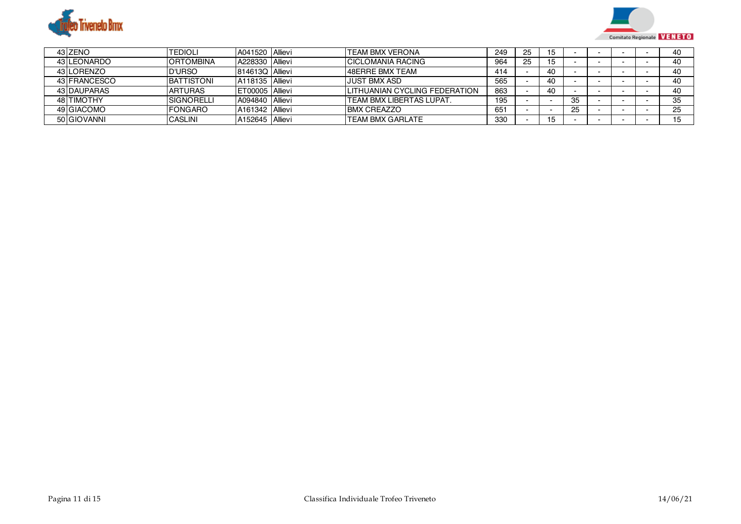| | | | | | | | | | | | | | |
|---|---|---|---|---|---|---|---|---|---|---|---|---|---|
| 43 | ZENO | TEDIOLI | A041520 | Allievi | TEAM BMX VERONA | 249 | 25 | 15 | - | - | - | - | 40 |
| 43 | LEONARDO | ORTOMBINA | A228330 | Allievi | CICLOMANIA RACING | 964 | 25 | 15 | - | - | - | - | 40 |
| 43 | LORENZO | D'URSO | 814613Q | Allievi | 48ERRE BMX TEAM | 414 | - | 40 | - | - | - | - | 40 |
| 43 | FRANCESCO | BATTISTONI | A118135 | Allievi | JUST BMX ASD | 565 | - | 40 | - | - | - | - | 40 |
| 43 | DAUPARAS | ARTURAS | ET00005 | Allievi | LITHUANIAN CYCLING FEDERATION | 863 | - | 40 | - | - | - | - | 40 |
| 48 | TIMOTHY | SIGNORELLI | A094840 | Allievi | TEAM BMX LIBERTAS LUPAT. | 195 | - | - | 35 | - | - | - | 35 |
| 49 | GIACOMO | FONGARO | A161342 | Allievi | BMX CREAZZO | 651 | - | - | 25 | - | - | - | 25 |
| 50 | GIOVANNI | CASLINI | A152645 | Allievi | TEAM BMX GARLATE | 330 | - | 15 | - | - | - | - | 15 |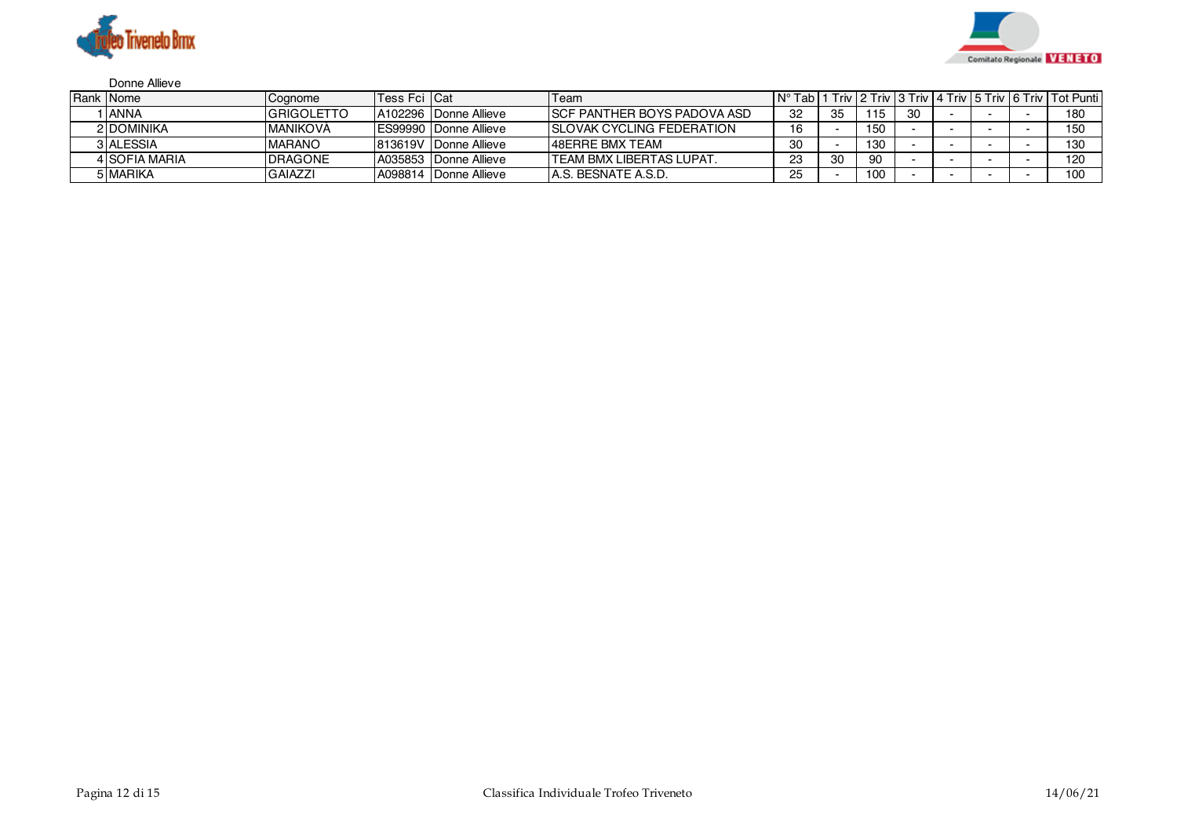Donne Allieve

| Rank | Nome | Cognome | Tess Fci | Cat | Team | N° Tab | 1 Triv | 2 Triv | 3 Triv | 4 Triv | 5 Triv | 6 Triv | Tot Punti |
|---|---|---|---|---|---|---|---|---|---|---|---|---|---|
| 1 | ANNA | GRIGOLETTO | A102296 | Donne Allieve | SCF PANTHER BOYS PADOVA ASD | 32 | 35 | 115 | 30 | - | - | - | 180 |
| 2 | DOMINIKA | MANIKOVÁ | ES99990 | Donne Allieve | SLOVAK CYCLING FEDERATION | 16 | - | 150 | - | - | - | - | 150 |
| 3 | ALESSIA | MARANO | 813619V | Donne Allieve | 48ERRE BMX TEAM | 30 | - | 130 | - | - | - | - | 130 |
| 4 | SOFIA MARIA | DRAGONE | A035853 | Donne Allieve | TEAM BMX LIBERTAS LUPAT. | 23 | 30 | 90 | - | - | - | - | 120 |
| 5 | MARIKA | GAIAZZI | A098814 | Donne Allieve | A.S. BESNATE A.S.D. | 25 | - | 100 | - | - | - | - | 100 |

Classifica Individuale Trofeo Triveneto

14/06/21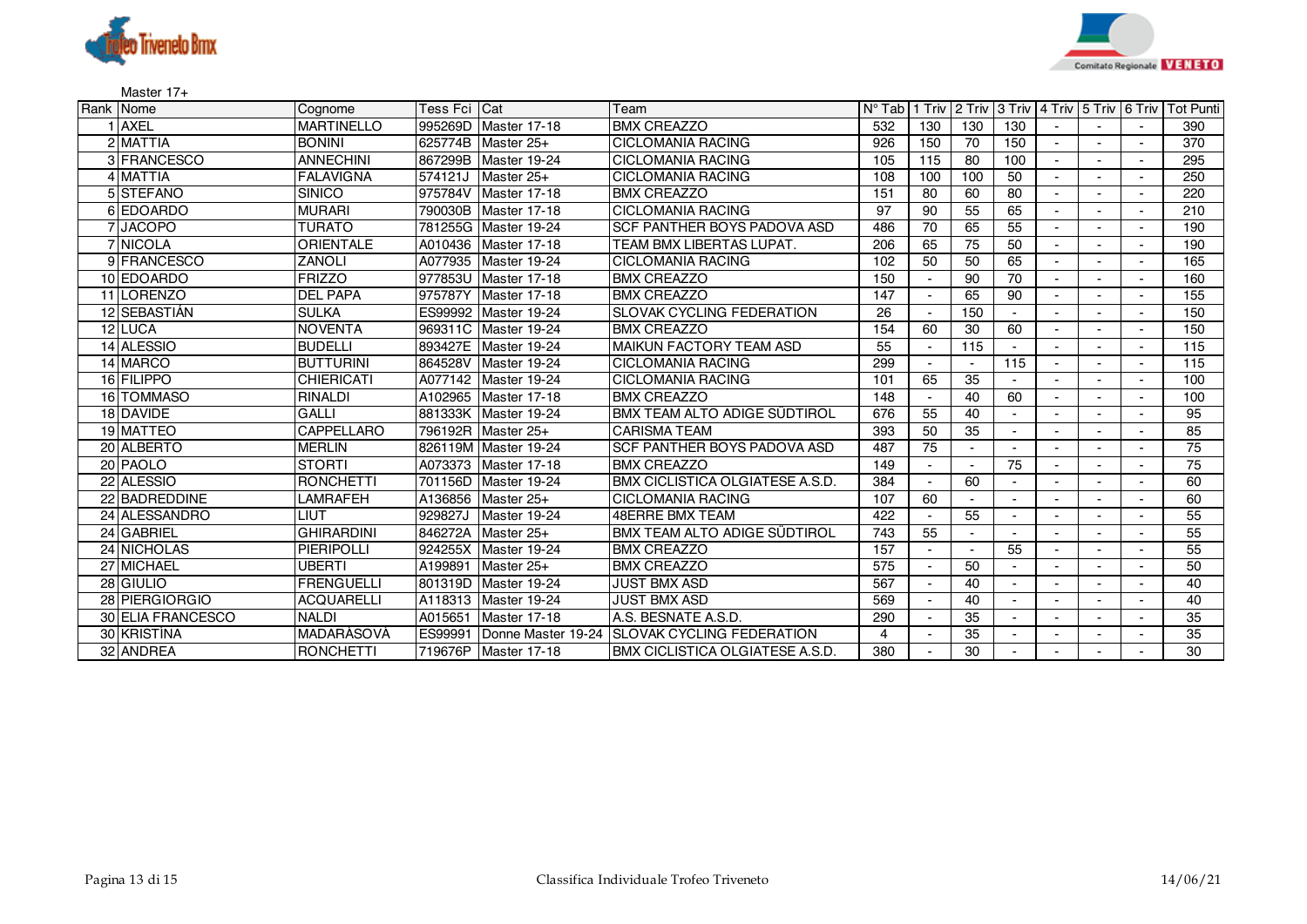Master 17+

| Rank | Nome | Cognome | Tess Fci | Cat | Team | N° Tab | 1 Triv | 2 Triv | 3 Triv | 4 Triv | 5 Triv | 6 Triv | Tot Punti |
|---|---|---|---|---|---|---|---|---|---|---|---|---|---|
| 1 | AXEL | MARTINELLO | 995269D | Master 17-18 | BMX CREAZZO | 532 | 130 | 130 | 130 | - | - | - | 390 |
| 2 | MATTIA | BONINI | 625774B | Master 25+ | CICLOMANIA RACING | 926 | 150 | 70 | 150 | - | - | - | 370 |
| 3 | FRANCESCO | ANNECHINI | 867299B | Master 19-24 | CICLOMANIA RACING | 105 | 115 | 80 | 100 | - | - | - | 295 |
| 4 | MATTIA | FALAVIGNA | 574121J | Master 25+ | CICLOMANIA RACING | 108 | 100 | 100 | 50 | - | - | - | 250 |
| 5 | STEFANO | SINICO | 975784V | Master 17-18 | BMX CREAZZO | 151 | 80 | 60 | 80 | - | - | - | 220 |
| 6 | EDOARDO | MURARI | 790030B | Master 17-18 | CICLOMANIA RACING | 97 | 90 | 55 | 65 | - | - | - | 210 |
| 7 | JACOPO | TURATO | 781255G | Master 19-24 | SCF PANTHER BOYS PADOVA ASD | 486 | 70 | 65 | 55 | - | - | - | 190 |
| 7 | NICOLA | ORIENTALE | A010436 | Master 17-18 | TEAM BMX LIBERTAS LUPAT. | 206 | 65 | 75 | 50 | - | - | - | 190 |
| 9 | FRANCESCO | ZANOLI | A077935 | Master 19-24 | CICLOMANIA RACING | 102 | 50 | 50 | 65 | - | - | - | 165 |
| 10 | EDOARDO | FRIZZO | 977853U | Master 17-18 | BMX CREAZZO | 150 | - | 90 | 70 | - | - | - | 160 |
| 11 | LORENZO | DEL PAPA | 975787Y | Master 17-18 | BMX CREAZZO | 147 | - | 65 | 90 | - | - | - | 155 |
| 12 | SEBASTIÁN | SULKA | ES99992 | Master 19-24 | SLOVAK CYCLING FEDERATION | 26 | - | 150 | - | - | - | - | 150 |
| 12 | LUCA | NOVENTA | 969311C | Master 19-24 | BMX CREAZZO | 154 | 60 | 30 | 60 | - | - | - | 150 |
| 14 | ALESSIO | BUDELLI | 893427E | Master 19-24 | MAIKUN FACTORY TEAM ASD | 55 | - | 115 | - | - | - | - | 115 |
| 14 | MARCO | BUTTURINI | 864528V | Master 19-24 | CICLOMANIA RACING | 299 | - | - | 115 | - | - | - | 115 |
| 16 | FILIPPO | CHIERICATI | A077142 | Master 19-24 | CICLOMANIA RACING | 101 | 65 | 35 | - | - | - | - | 100 |
| 16 | TOMMASO | RINALDI | A102965 | Master 17-18 | BMX CREAZZO | 148 | - | 40 | 60 | - | - | - | 100 |
| 18 | DAVIDE | GALLI | 881333K | Master 19-24 | BMX TEAM ALTO ADIGE SÜDTIROL | 676 | 55 | 40 | - | - | - | - | 95 |
| 19 | MATTEO | CAPPELLARO | 796192R | Master 25+ | CARISMA TEAM | 393 | 50 | 35 | - | - | - | - | 85 |
| 20 | ALBERTO | MERLIN | 826119M | Master 19-24 | SCF PANTHER BOYS PADOVA ASD | 487 | 75 | - | - | - | - | - | 75 |
| 20 | PAOLO | STORTI | A073373 | Master 17-18 | BMX CREAZZO | 149 | - | - | 75 | - | - | - | 75 |
| 22 | ALESSIO | RONCHETTI | 701156D | Master 19-24 | BMX CICLISTICA OLGIATESE A.S.D. | 384 | - | 60 | - | - | - | - | 60 |
| 22 | BADREDDINE | LAMRAFEH | A136856 | Master 25+ | CICLOMANIA RACING | 107 | 60 | - | - | - | - | - | 60 |
| 24 | ALESSANDRO | LIUT | 929827J | Master 19-24 | 48ERRE BMX TEAM | 422 | - | 55 | - | - | - | - | 55 |
| 24 | GABRIEL | GHIRARDINI | 846272A | Master 25+ | BMX TEAM ALTO ADIGE SÜDTIROL | 743 | 55 | - | - | - | - | - | 55 |
| 24 | NICHOLAS | PIERIPOLLI | 924255X | Master 19-24 | BMX CREAZZO | 157 | - | - | 55 | - | - | - | 55 |
| 27 | MICHAEL | UBERTI | A199891 | Master 25+ | BMX CREAZZO | 575 | - | 50 | - | - | - | - | 50 |
| 28 | GIULIO | FRENGUELLI | 801319D | Master 19-24 | JUST BMX ASD | 567 | - | 40 | - | - | - | - | 40 |
| 28 | PIERGIORGIO | ACQUARELLI | A118313 | Master 19-24 | JUST BMX ASD | 569 | - | 40 | - | - | - | - | 40 |
| 30 | ELIA FRANCESCO | NALDI | A015651 | Master 17-18 | A.S. BESNATE A.S.D. | 290 | - | 35 | - | - | - | - | 35 |
| 30 | KRISTÍNA | MADARÁSOVÁ | ES99991 | Donne Master 19-24 | SLOVAK CYCLING FEDERATION | 4 | - | 35 | - | - | - | - | 35 |
| 32 | ANDREA | RONCHETTI | 719676P | Master 17-18 | BMX CICLISTICA OLGIATESE A.S.D. | 380 | - | 30 | - | - | - | - | 30 |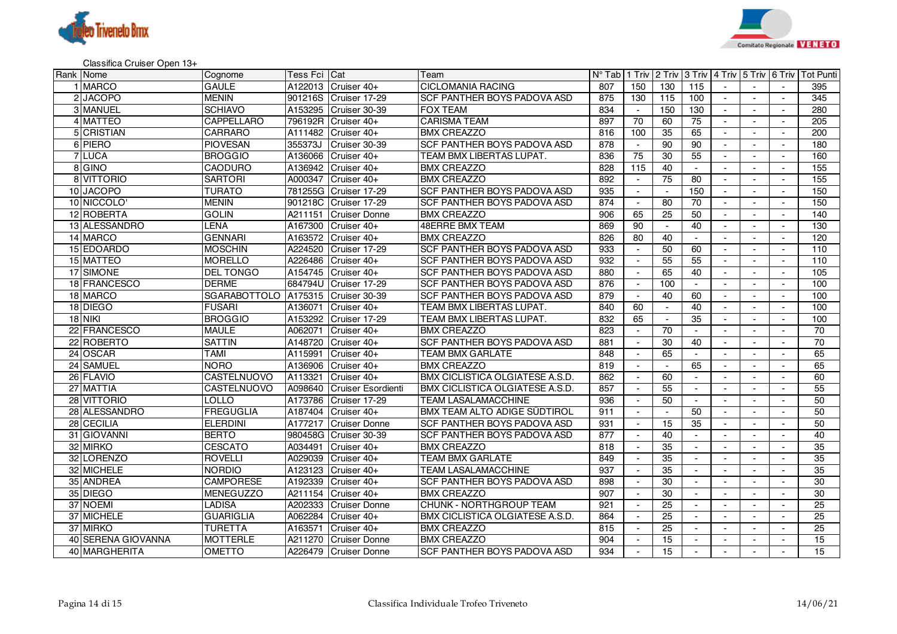Classifica Cruiser Open 13+

| Rank | Nome | Cognome | Tess Fci | Cat | Team | N° Tab | 1 Triv | 2 Triv | 3 Triv | 4 Triv | 5 Triv | 6 Triv | Tot Punti |
|---|---|---|---|---|---|---|---|---|---|---|---|---|---|
| 1 | MARCO | GAULE | A122013 | Cruiser 40+ | CICLOMANIA RACING | 807 | 150 | 130 | 115 | - | - | - | 395 |
| 2 | JACOPO | MENIN | 901216S | Cruiser 17-29 | SCF PANTHER BOYS PADOVA ASD | 875 | 130 | 115 | 100 | - | - | - | 345 |
| 3 | MANUEL | SCHIAVO | A153295 | Cruiser 30-39 | FOX TEAM | 834 | - | 150 | 130 | - | - | - | 280 |
| 4 | MATTEO | CAPPELLARO | 796192R | Cruiser 40+ | CARISMA TEAM | 897 | 70 | 60 | 75 | - | - | - | 205 |
| 5 | CRISTIAN | CARRARO | A111482 | Cruiser 40+ | BMX CREAZZO | 816 | 100 | 35 | 65 | - | - | - | 200 |
| 6 | PIERO | PIOVESAN | 355373J | Cruiser 30-39 | SCF PANTHER BOYS PADOVA ASD | 878 | - | 90 | 90 | - | - | - | 180 |
| 7 | LUCA | BROGGIO | A136066 | Cruiser 40+ | TEAM BMX LIBERTAS LUPAT. | 836 | 75 | 30 | 55 | - | - | - | 160 |
| 8 | GINO | CAODURO | A136942 | Cruiser 40+ | BMX CREAZZO | 828 | 115 | 40 | - | - | - | - | 155 |
| 8 | VITTORIO | SARTORI | A000347 | Cruiser 40+ | BMX CREAZZO | 892 | - | 75 | 80 | - | - | - | 155 |
| 10 | JACOPO | TURATO | 781255G | Cruiser 17-29 | SCF PANTHER BOYS PADOVA ASD | 935 | - | - | 150 | - | - | - | 150 |
| 10 | NICCOLO' | MENIN | 901218C | Cruiser 17-29 | SCF PANTHER BOYS PADOVA ASD | 874 | - | 80 | 70 | - | - | - | 150 |
| 12 | ROBERTA | GOLIN | A211151 | Cruiser Donne | BMX CREAZZO | 906 | 65 | 25 | 50 | - | - | - | 140 |
| 13 | ALESSANDRO | LENA | A167300 | Cruiser 40+ | 48ERRE BMX TEAM | 869 | 90 | - | 40 | - | - | - | 130 |
| 14 | MARCO | GENNARI | A163572 | Cruiser 40+ | BMX CREAZZO | 826 | 80 | 40 | - | - | - | - | 120 |
| 15 | EDOARDO | MOSCHIN | A224520 | Cruiser 17-29 | SCF PANTHER BOYS PADOVA ASD | 933 | - | 50 | 60 | - | - | - | 110 |
| 15 | MATTEO | MORELLO | A226486 | Cruiser 40+ | SCF PANTHER BOYS PADOVA ASD | 932 | - | 55 | 55 | - | - | - | 110 |
| 17 | SIMONE | DEL TONGO | A154745 | Cruiser 40+ | SCF PANTHER BOYS PADOVA ASD | 880 | - | 65 | 40 | - | - | - | 105 |
| 18 | FRANCESCO | DERME | 684794U | Cruiser 17-29 | SCF PANTHER BOYS PADOVA ASD | 876 | - | 100 | - | - | - | - | 100 |
| 18 | MARCO | SGARABOTTOLO | A175315 | Cruiser 30-39 | SCF PANTHER BOYS PADOVA ASD | 879 | - | 40 | 60 | - | - | - | 100 |
| 18 | DIEGO | FUSARI | A136071 | Cruiser 40+ | TEAM BMX LIBERTAS LUPAT. | 840 | 60 | - | 40 | - | - | - | 100 |
| 18 | NIKI | BROGGIO | A153292 | Cruiser 17-29 | TEAM BMX LIBERTAS LUPAT. | 832 | 65 | - | 35 | - | - | - | 100 |
| 22 | FRANCESCO | MAULE | A062071 | Cruiser 40+ | BMX CREAZZO | 823 | - | 70 | - | - | - | - | 70 |
| 22 | ROBERTO | SATTIN | A148720 | Cruiser 40+ | SCF PANTHER BOYS PADOVA ASD | 881 | - | 30 | 40 | - | - | - | 70 |
| 24 | OSCAR | TAMI | A115991 | Cruiser 40+ | TEAM BMX GARLATE | 848 | - | 65 | - | - | - | - | 65 |
| 24 | SAMUEL | NORO | A136906 | Cruiser 40+ | BMX CREAZZO | 819 | - | - | 65 | - | - | - | 65 |
| 26 | FLAVIO | CASTELNUOVO | A113321 | Cruiser 40+ | BMX CICLISTICA OLGIATESE A.S.D. | 862 | - | 60 | - | - | - | - | 60 |
| 27 | MATTIA | CASTELNUOVO | A098640 | Cruiser Esordienti | BMX CICLISTICA OLGIATESE A.S.D. | 857 | - | 55 | - | - | - | - | 55 |
| 28 | VITTORIO | LOLLO | A173786 | Cruiser 17-29 | TEAM LASALAMACCHINE | 936 | - | 50 | - | - | - | - | 50 |
| 28 | ALESSANDRO | FREGUGLIA | A187404 | Cruiser 40+ | BMX TEAM ALTO ADIGE SÜDTIROL | 911 | - | - | 50 | - | - | - | 50 |
| 28 | CECILIA | ELERDINI | A177217 | Cruiser Donne | SCF PANTHER BOYS PADOVA ASD | 931 | - | 15 | 35 | - | - | - | 50 |
| 31 | GIOVANNI | BERTO | 980458G | Cruiser 30-39 | SCF PANTHER BOYS PADOVA ASD | 877 | - | 40 | - | - | - | - | 40 |
| 32 | MIRKO | CESCATO | A034491 | Cruiser 40+ | BMX CREAZZO | 818 | - | 35 | - | - | - | - | 35 |
| 32 | LORENZO | ROVELLI | A029039 | Cruiser 40+ | TEAM BMX GARLATE | 849 | - | 35 | - | - | - | - | 35 |
| 32 | MICHELE | NORDIO | A123123 | Cruiser 40+ | TEAM LASALAMACCHINE | 937 | - | 35 | - | - | - | - | 35 |
| 35 | ANDREA | CAMPORESE | A192339 | Cruiser 40+ | SCF PANTHER BOYS PADOVA ASD | 898 | - | 30 | - | - | - | - | 30 |
| 35 | DIEGO | MENEGUZZO | A211154 | Cruiser 40+ | BMX CREAZZO | 907 | - | 30 | - | - | - | - | 30 |
| 37 | NOEMI | LADISA | A202333 | Cruiser Donne | CHUNK - NORTHGROUP TEAM | 921 | - | 25 | - | - | - | - | 25 |
| 37 | MICHELE | GUARIGLIA | A062284 | Cruiser 40+ | BMX CICLISTICA OLGIATESE A.S.D. | 864 | - | 25 | - | - | - | - | 25 |
| 37 | MIRKO | TURETTA | A163571 | Cruiser 40+ | BMX CREAZZO | 815 | - | 25 | - | - | - | - | 25 |
| 40 | SERENA GIOVANNA | MOTTERLE | A211270 | Cruiser Donne | BMX CREAZZO | 904 | - | 15 | - | - | - | - | 15 |
| 40 | MARGHERITA | OMETTO | A226479 | Cruiser Donne | SCF PANTHER BOYS PADOVA ASD | 934 | - | 15 | - | - | - | - | 15 |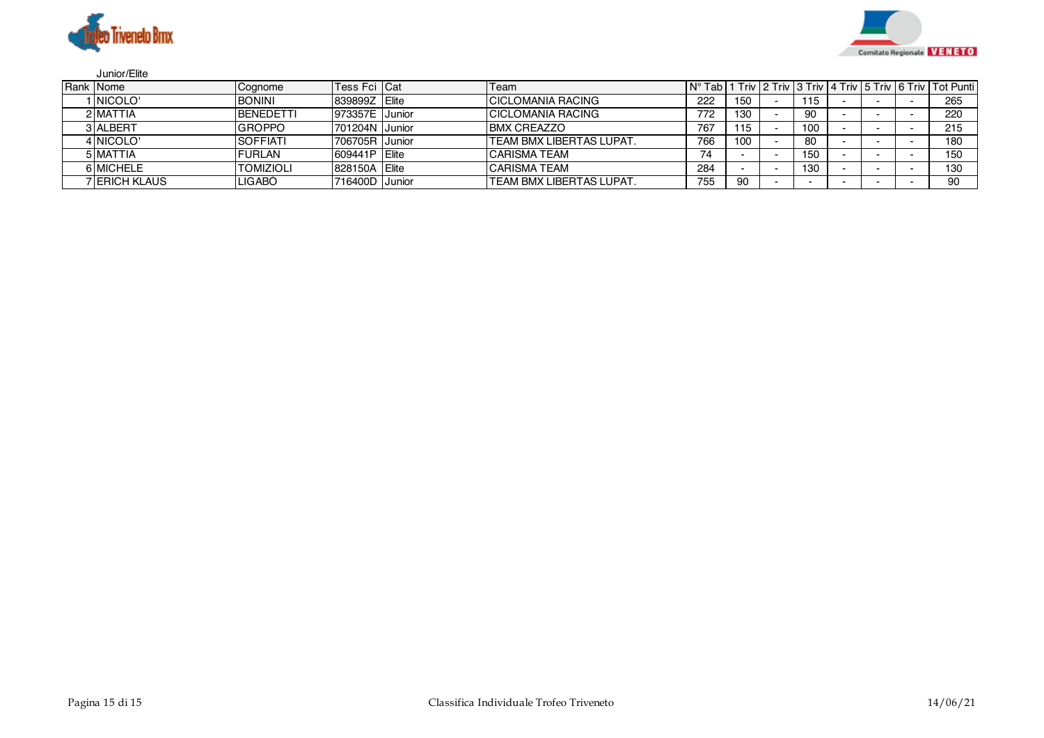Junior/Elite

| Rank | Nome | Cognome | Tess Fci | Cat | Team | N° Tab | 1 Triv | 2 Triv | 3 Triv | 4 Triv | 5 Triv | 6 Triv | Tot Punti |
|---|---|---|---|---|---|---|---|---|---|---|---|---|---|
| 1 | NICOLO' | BONINI | 839899Z | Elite | CICLOMANIA RACING | 222 | 150 | - | 115 | - | - | - | 265 |
| 2 | MATTIA | BENEDETTI | 973357E | Junior | CICLOMANIA RACING | 772 | 130 | - | 90 | - | - | - | 220 |
| 3 | ALBERT | GROPPO | 701204N | Junior | BMX CREAZZO | 767 | 115 | - | 100 | - | - | - | 215 |
| 4 | NICOLO' | SOFFIATI | 706705R | Junior | TEAM BMX LIBERTAS LUPAT. | 766 | 100 | - | 80 | - | - | - | 180 |
| 5 | MATTIA | FURLAN | 609441P | Elite | CARISMA TEAM | 74 | - | - | 150 | - | - | - | 150 |
| 6 | MICHELE | TOMIZIOLI | 828150A | Elite | CARISMA TEAM | 284 | - | - | 130 | - | - | - | 130 |
| 7 | ERICH KLAUS | LIGABÒ | 716400D | Junior | TEAM BMX LIBERTAS LUPAT. | 755 | 90 | - | - | - | - | - | 90 |